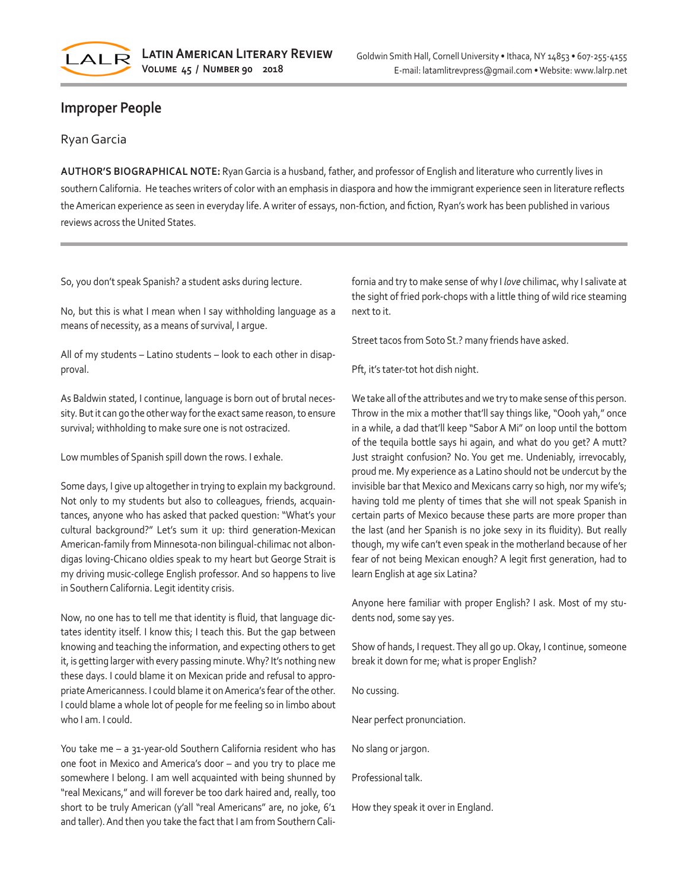# Improper People

Ryan Garcia

**AUTHOR'S BIOGRAPHICAL NOTE:** Ryan Garcia is a husband, father, and professor of English and literature who currently lives in southern California. He teaches writers of color with an emphasis in diaspora and how the immigrant experience seen in literature reflects the American experience as seen in everyday life. A writer of essays, non-fiction, and fiction, Ryan's work has been published in various reviews across the United States.

---

So, you don't speak Spanish? a student asks during lecture.

No, but this is what I mean when I say withholding language as a means of necessity, as a means of survival, I argue.

All of my students – Latino students – look to each other in disapproval.

As Baldwin stated, I continue, language is born out of brutal necessity. But it can go the other way for the exact same reason, to ensure survival; withholding to make sure one is not ostracized.

Low mumbles of Spanish spill down the rows. I exhale.

Some days, I give up altogether in trying to explain my background. Not only to my students but also to colleagues, friends, acquaintances, anyone who has asked that packed question: "What's your cultural background?" Let's sum it up: third generation-Mexican American-family from Minnesota-non bilingual-chilimac not albondigas loving-Chicano oldies speak to my heart but George Strait is my driving music-college English professor. And so happens to live in Southern California. Legit identity crisis.

Now, no one has to tell me that identity is fluid, that language dictates identity itself. I know this; I teach this. But the gap between knowing and teaching the information, and expecting others to get it, is getting larger with every passing minute. Why? It's nothing new these days. I could blame it on Mexican pride and refusal to appropriate Americanness. I could blame it on America's fear of the other. I could blame a whole lot of people for me feeling so in limbo about who I am. I could.

You take me – a 31-year-old Southern California resident who has one foot in Mexico and America's door – and you try to place me somewhere I belong. I am well acquainted with being shunned by "real Mexicans," and will forever be too dark haired and, really, too short to be truly American (y'all "real Americans" are, no joke, 6'1 and taller). And then you take the fact that I am from Southern California and try to make sense of why I *love* chilimac, why I salivate at the sight of fried pork-chops with a little thing of wild rice steaming next to it.

Street tacos from Soto St.? many friends have asked.

Pft, it's tater-tot hot dish night.

We take all of the attributes and we try to make sense of this person. Throw in the mix a mother that'll say things like, "Oooh yah," once in a while, a dad that'll keep "Sabor A Mi" on loop until the bottom of the tequila bottle says hi again, and what do you get? A mutt? Just straight confusion? No. You get me. Undeniably, irrevocably, proud me. My experience as a Latino should not be undercut by the invisible bar that Mexico and Mexicans carry so high, nor my wife's; having told me plenty of times that she will not speak Spanish in certain parts of Mexico because these parts are more proper than the last (and her Spanish is no joke sexy in its fluidity). But really though, my wife can't even speak in the motherland because of her fear of not being Mexican enough? A legit first generation, had to learn English at age six Latina?

Anyone here familiar with proper English? I ask. Most of my students nod, some say yes.

Show of hands, I request. They all go up. Okay, I continue, someone break it down for me; what is proper English?

No cussing.

Near perfect pronunciation.

No slang or jargon.

Professional talk.

How they speak it over in England.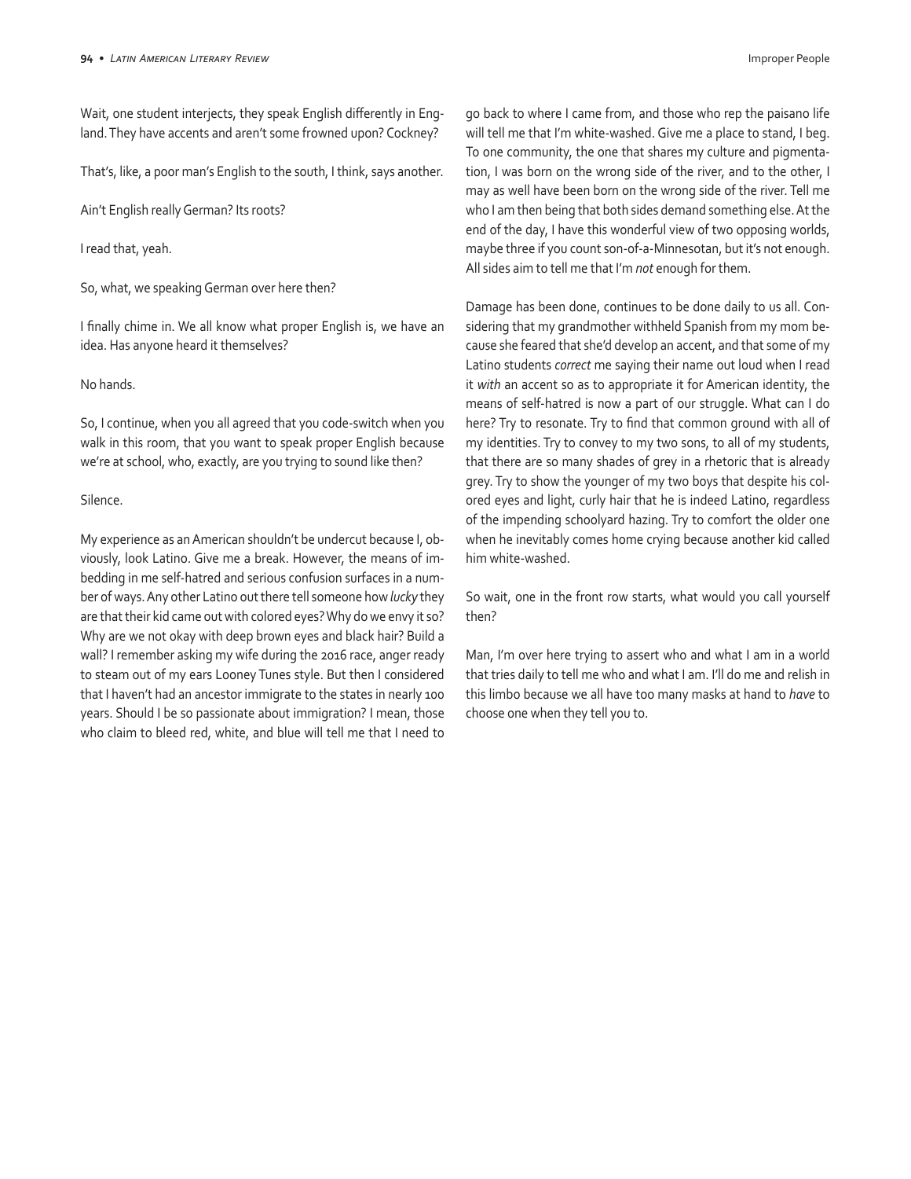Wait, one student interjects, they speak English differently in England. They have accents and aren't some frowned upon? Cockney?

That's, like, a poor man's English to the south, I think, says another.

Ain't English really German? Its roots?

I read that, yeah.

So, what, we speaking German over here then?

I finally chime in. We all know what proper English is, we have an idea. Has anyone heard it themselves?

No hands.

So, I continue, when you all agreed that you code-switch when you walk in this room, that you want to speak proper English because we're at school, who, exactly, are you trying to sound like then?

Silence.

My experience as an American shouldn't be undercut because I, obviously, look Latino. Give me a break. However, the means of imbedding in me self-hatred and serious confusion surfaces in a number of ways. Any other Latino out there tell someone how *lucky* they are that their kid came out with colored eyes? Why do we envy it so? Why are we not okay with deep brown eyes and black hair? Build a wall? I remember asking my wife during the 2016 race, anger ready to steam out of my ears Looney Tunes style. But then I considered that I haven't had an ancestor immigrate to the states in nearly 100 years. Should I be so passionate about immigration? I mean, those who claim to bleed red, white, and blue will tell me that I need to go back to where I came from, and those who rep the paisano life will tell me that I'm white-washed. Give me a place to stand, I beg. To one community, the one that shares my culture and pigmentation, I was born on the wrong side of the river, and to the other, I may as well have been born on the wrong side of the river. Tell me who I am then being that both sides demand something else. At the end of the day, I have this wonderful view of two opposing worlds, maybe three if you count son-of-a-Minnesotan, but it's not enough. All sides aim to tell me that I'm *not* enough for them.

Damage has been done, continues to be done daily to us all. Considering that my grandmother withheld Spanish from my mom because she feared that she'd develop an accent, and that some of my Latino students *correct* me saying their name out loud when I read it *with* an accent so as to appropriate it for American identity, the means of self-hatred is now a part of our struggle. What can I do here? Try to resonate. Try to find that common ground with all of my identities. Try to convey to my two sons, to all of my students, that there are so many shades of grey in a rhetoric that is already grey. Try to show the younger of my two boys that despite his colored eyes and light, curly hair that he is indeed Latino, regardless of the impending schoolyard hazing. Try to comfort the older one when he inevitably comes home crying because another kid called him white-washed.

So wait, one in the front row starts, what would you call yourself then?

Man, I'm over here trying to assert who and what I am in a world that tries daily to tell me who and what I am. I'll do me and relish in this limbo because we all have too many masks at hand to *have* to choose one when they tell you to.